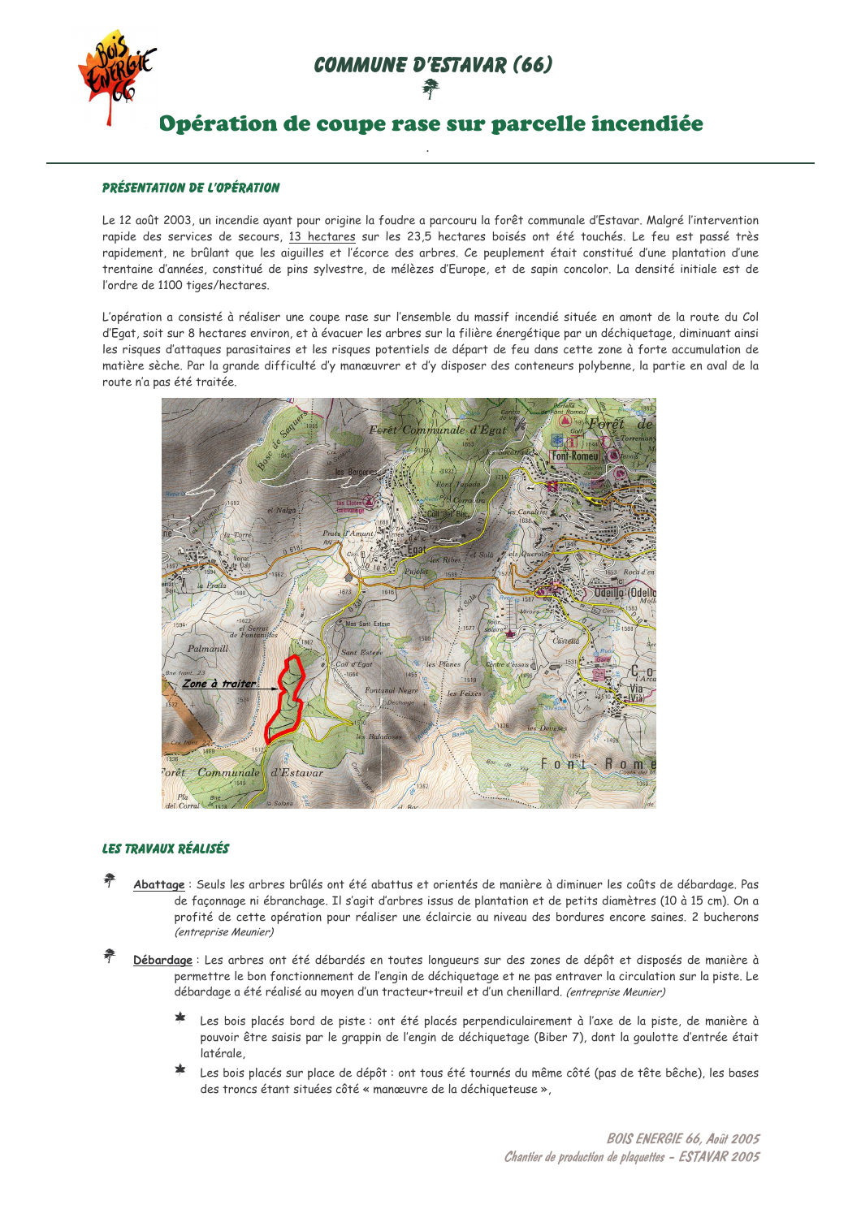# COMMUNE D'ESTAVAR (66)

## Opération de coupe rase sur parcelle incendiée

### PRÉSENTATION DE L'OPÉRATION

Le 12 août 2003, un incendie ayant pour origine la foudre a parcouru la forêt communale d'Estavar. Malgré l'intervention rapide des services de secours, 13 hectares sur les 23,5 hectares boisés ont été touchés. Le feu est passé très rapidement, ne brûlant que les aiguilles et l'écorce des arbres. Ce peuplement était constitué d'une plantation d'une trentaine d'années, constitué de pins sylvestre, de mélèzes d'Europe, et de sapin concolor. La densité initiale est de l'ordre de 1100 tiges/hectares.

L'opération a consisté à réaliser une coupe rase sur l'ensemble du massif incendié située en amont de la route du Col d'Egat, soit sur 8 hectares environ, et à évacuer les arbres sur la filière énergétique par un déchiquetage, diminuant ainsi les risques d'attaques parasitaires et les risques potentiels de départ de feu dans cette zone à forte accumulation de matière sèche. Par la grande difficulté d'y manœuvrer et d'y disposer des conteneurs polybenne, la partie en aval de la route n'a pas été traitée.

### LES TRAVAUX RÉALISÉS

- **Abattage** : Seuls les arbres brûlés ont été abattus et orientés de manière à diminuer les coûts de débardage. Pas de façonnage ni ébranchage. Il s'agit d'arbres issus de plantation et de petits diamètres (10 à 15 cm). On a profité de cette opération pour réaliser une éclaircie au niveau des bordures encore saines. 2 bucherons *(entreprise Meunier)*

- **Débardage** : Les arbres ont été débardés en toutes longueurs sur des zones de dépôt et disposés de manière à permettre le bon fonctionnement de l'engin de déchiquetage et ne pas entraver la circulation sur la piste. Le débardage a été réalisé au moyen d'un tracteur+treuil et d'un chenillard. *(entreprise Meunier)*

  - Les bois placés bord de piste : ont été placés perpendiculairement à l'axe de la piste, de manière à pouvoir être saisis par le grappin de l'engin de déchiquetage (Biber 7), dont la goulotte d'entrée était latérale,
  - Les bois placés sur place de dépôt : ont tous été tournés du même côté (pas de tête bêche), les bases des troncs étant situées côté « manœuvre de la déchiqueteuse »,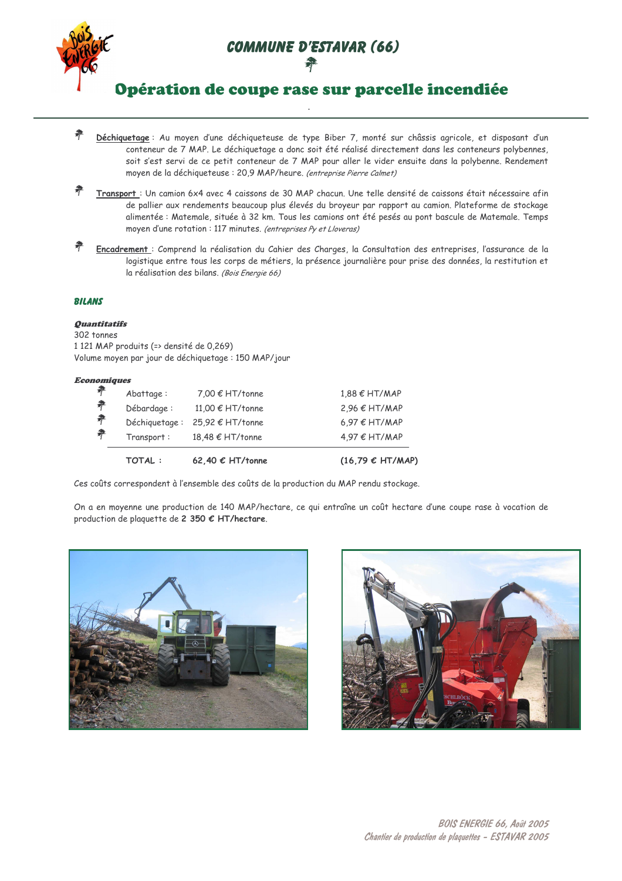# COMMUNE D'ESTAVAR (66)

## Opération de coupe rase sur parcelle incendiée

- **Déchiquetage** : Au moyen d'une déchiqueteuse de type Biber 7, monté sur châssis agricole, et disposant d'un conteneur de 7 MAP. Le déchiquetage a donc soit été réalisé directement dans les conteneurs polybennes, soit s'est servi de ce petit conteneur de 7 MAP pour aller le vider ensuite dans la polybenne. Rendement moyen de la déchiqueteuse : 20,9 MAP/heure. *(entreprise Pierre Calmet)*

- **Transport** : Un camion 6x4 avec 4 caissons de 30 MAP chacun. Une telle densité de caissons était nécessaire afin de pallier aux rendements beaucoup plus élevés du broyeur par rapport au camion. Plateforme de stockage alimentée : Matemale, située à 32 km. Tous les camions ont été pesés au pont bascule de Matemale. Temps moyen d'une rotation : 117 minutes. *(entreprises Py et Lloveras)*

- **Encadrement** : Comprend la réalisation du Cahier des Charges, la Consultation des entreprises, l'assurance de la logistique entre tous les corps de métiers, la présence journalière pour prise des données, la restitution et la réalisation des bilans. *(Bois Energie 66)*

### BILANS

**Quantitatifs**

302 tonnes
1 121 MAP produits (=> densité de 0,269)
Volume moyen par jour de déchiquetage : 150 MAP/jour

**Economiques**

| | | |
|---|---|---|
| Abattage : | 7,00 € HT/tonne | 1,88 € HT/MAP |
| Débardage : | 11,00 € HT/tonne | 2,96 € HT/MAP |
| Déchiquetage : | 25,92 € HT/tonne | 6,97 € HT/MAP |
| Transport : | 18,48 € HT/tonne | 4,97 € HT/MAP |
| **TOTAL :** | **62,40 € HT/tonne** | **(16,79 € HT/MAP)** |

Ces coûts correspondent à l'ensemble des coûts de la production du MAP rendu stockage.

On a en moyenne une production de 140 MAP/hectare, ce qui entraîne un coût hectare d'une coupe rase à vocation de production de plaquette de **2 350 € HT/hectare**.